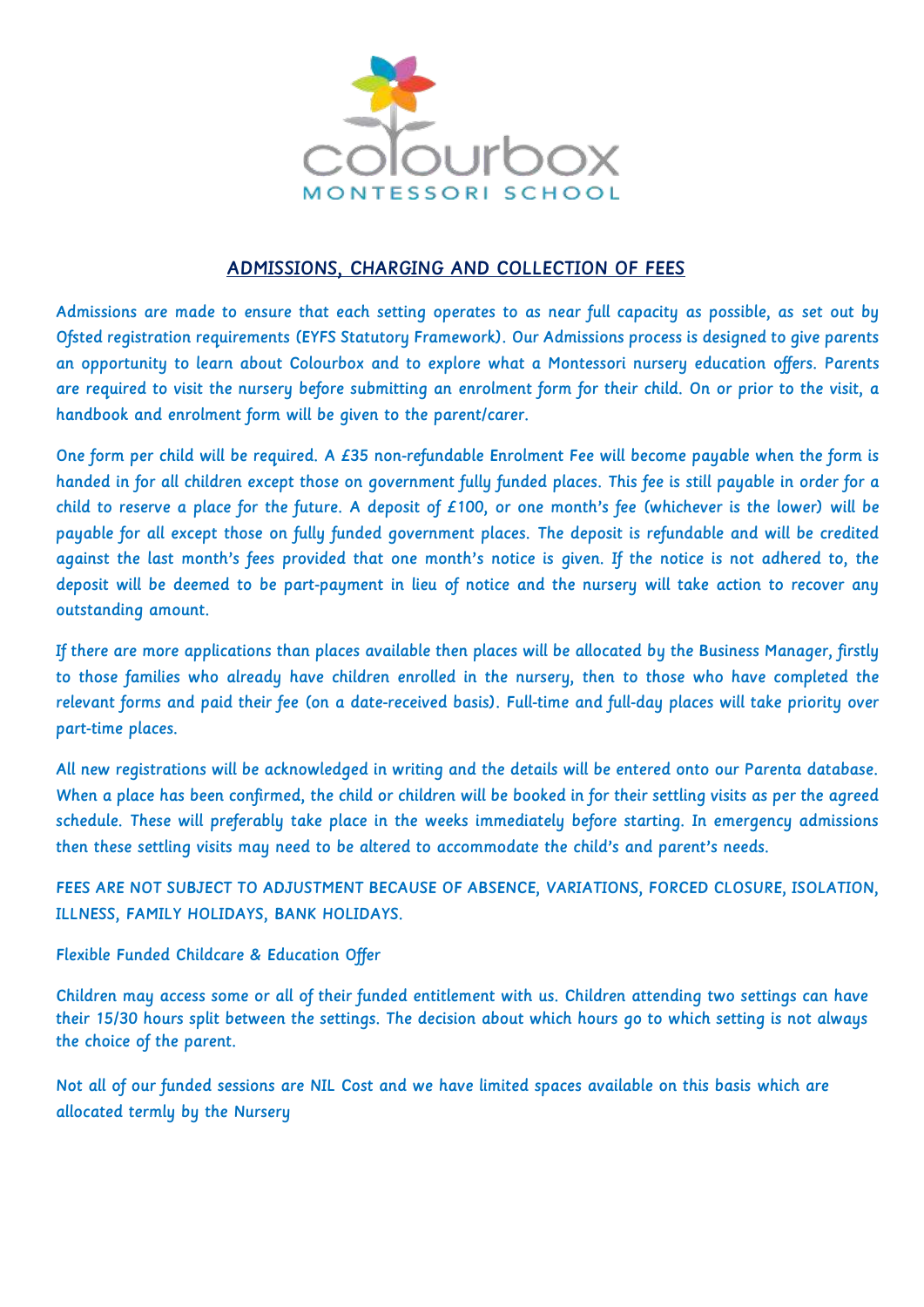colourbox
MONTESSORI SCHOOL

## ADMISSIONS, CHARGING AND COLLECTION OF FEES

Admissions are made to ensure that each setting operates to as near full capacity as possible, as set out by Ofsted registration requirements (EYFS Statutory Framework). Our Admissions process is designed to give parents an opportunity to learn about Colourbox and to explore what a Montessori nursery education offers. Parents are required to visit the nursery before submitting an enrolment form for their child. On or prior to the visit, a handbook and enrolment form will be given to the parent/carer.

One form per child will be required. A £35 non-refundable Enrolment Fee will become payable when the form is handed in for all children except those on government fully funded places. This fee is still payable in order for a child to reserve a place for the future. A deposit of £100, or one month's fee (whichever is the lower) will be payable for all except those on fully funded government places. The deposit is refundable and will be credited against the last month's fees provided that one month's notice is given. If the notice is not adhered to, the deposit will be deemed to be part-payment in lieu of notice and the nursery will take action to recover any outstanding amount.

If there are more applications than places available then places will be allocated by the Business Manager, firstly to those families who already have children enrolled in the nursery, then to those who have completed the relevant forms and paid their fee (on a date-received basis). Full-time and full-day places will take priority over part-time places.

All new registrations will be acknowledged in writing and the details will be entered onto our Parenta database. When a place has been confirmed, the child or children will be booked in for their settling visits as per the agreed schedule. These will preferably take place in the weeks immediately before starting. In emergency admissions then these settling visits may need to be altered to accommodate the child's and parent's needs.

FEES ARE NOT SUBJECT TO ADJUSTMENT BECAUSE OF ABSENCE, VARIATIONS, FORCED CLOSURE, ISOLATION, ILLNESS, FAMILY HOLIDAYS, BANK HOLIDAYS.

Flexible Funded Childcare & Education Offer

Children may access some or all of their funded entitlement with us. Children attending two settings can have their 15/30 hours split between the settings. The decision about which hours go to which setting is not always the choice of the parent.

Not all of our funded sessions are NIL Cost and we have limited spaces available on this basis which are allocated termly by the Nursery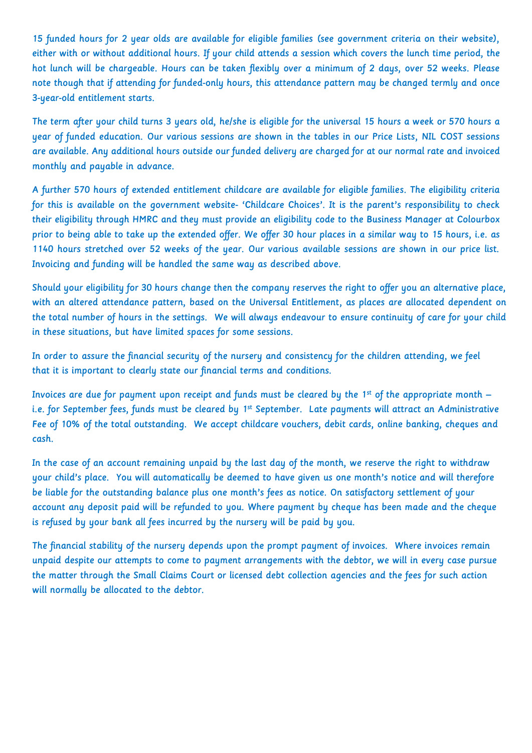15 funded hours for 2 year olds are available for eligible families (see government criteria on their website), either with or without additional hours. If your child attends a session which covers the lunch time period, the hot lunch will be chargeable. Hours can be taken flexibly over a minimum of 2 days, over 52 weeks. Please note though that if attending for funded-only hours, this attendance pattern may be changed termly and once 3-year-old entitlement starts.

The term after your child turns 3 years old, he/she is eligible for the universal 15 hours a week or 570 hours a year of funded education. Our various sessions are shown in the tables in our Price Lists, NIL COST sessions are available. Any additional hours outside our funded delivery are charged for at our normal rate and invoiced monthly and payable in advance.

A further 570 hours of extended entitlement childcare are available for eligible families. The eligibility criteria for this is available on the government website- 'Childcare Choices'. It is the parent's responsibility to check their eligibility through HMRC and they must provide an eligibility code to the Business Manager at Colourbox prior to being able to take up the extended offer. We offer 30 hour places in a similar way to 15 hours, i.e. as 1140 hours stretched over 52 weeks of the year. Our various available sessions are shown in our price list. Invoicing and funding will be handled the same way as described above.

Should your eligibility for 30 hours change then the company reserves the right to offer you an alternative place, with an altered attendance pattern, based on the Universal Entitlement, as places are allocated dependent on the total number of hours in the settings. We will always endeavour to ensure continuity of care for your child in these situations, but have limited spaces for some sessions.

In order to assure the financial security of the nursery and consistency for the children attending, we feel that it is important to clearly state our financial terms and conditions.

Invoices are due for payment upon receipt and funds must be cleared by the 1st of the appropriate month – i.e. for September fees, funds must be cleared by 1st September. Late payments will attract an Administrative Fee of 10% of the total outstanding. We accept childcare vouchers, debit cards, online banking, cheques and cash.

In the case of an account remaining unpaid by the last day of the month, we reserve the right to withdraw your child's place. You will automatically be deemed to have given us one month's notice and will therefore be liable for the outstanding balance plus one month's fees as notice. On satisfactory settlement of your account any deposit paid will be refunded to you. Where payment by cheque has been made and the cheque is refused by your bank all fees incurred by the nursery will be paid by you.

The financial stability of the nursery depends upon the prompt payment of invoices. Where invoices remain unpaid despite our attempts to come to payment arrangements with the debtor, we will in every case pursue the matter through the Small Claims Court or licensed debt collection agencies and the fees for such action will normally be allocated to the debtor.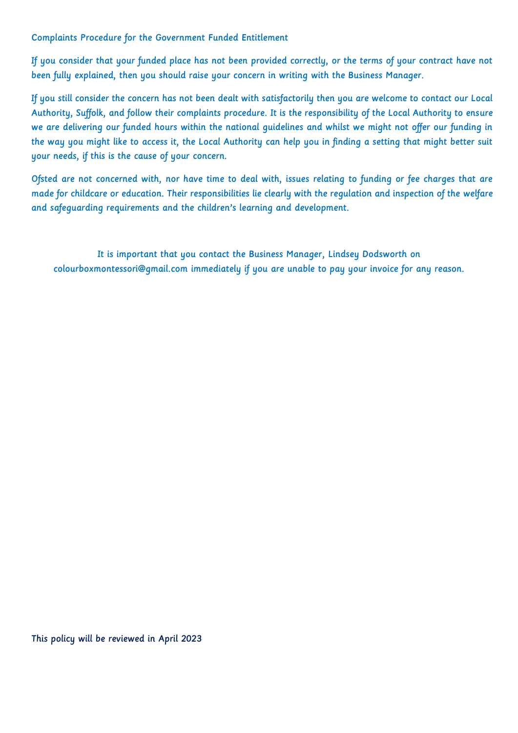## Complaints Procedure for the Government Funded Entitlement

If you consider that your funded place has not been provided correctly, or the terms of your contract have not been fully explained, then you should raise your concern in writing with the Business Manager.

If you still consider the concern has not been dealt with satisfactorily then you are welcome to contact our Local Authority, Suffolk, and follow their complaints procedure. It is the responsibility of the Local Authority to ensure we are delivering our funded hours within the national guidelines and whilst we might not offer our funding in the way you might like to access it, the Local Authority can help you in finding a setting that might better suit your needs, if this is the cause of your concern.

Ofsted are not concerned with, nor have time to deal with, issues relating to funding or fee charges that are made for childcare or education. Their responsibilities lie clearly with the regulation and inspection of the welfare and safeguarding requirements and the children's learning and development.

It is important that you contact the Business Manager, Lindsey Dodsworth on colourboxmontessori@gmail.com immediately if you are unable to pay your invoice for any reason.

This policy will be reviewed in April 2023